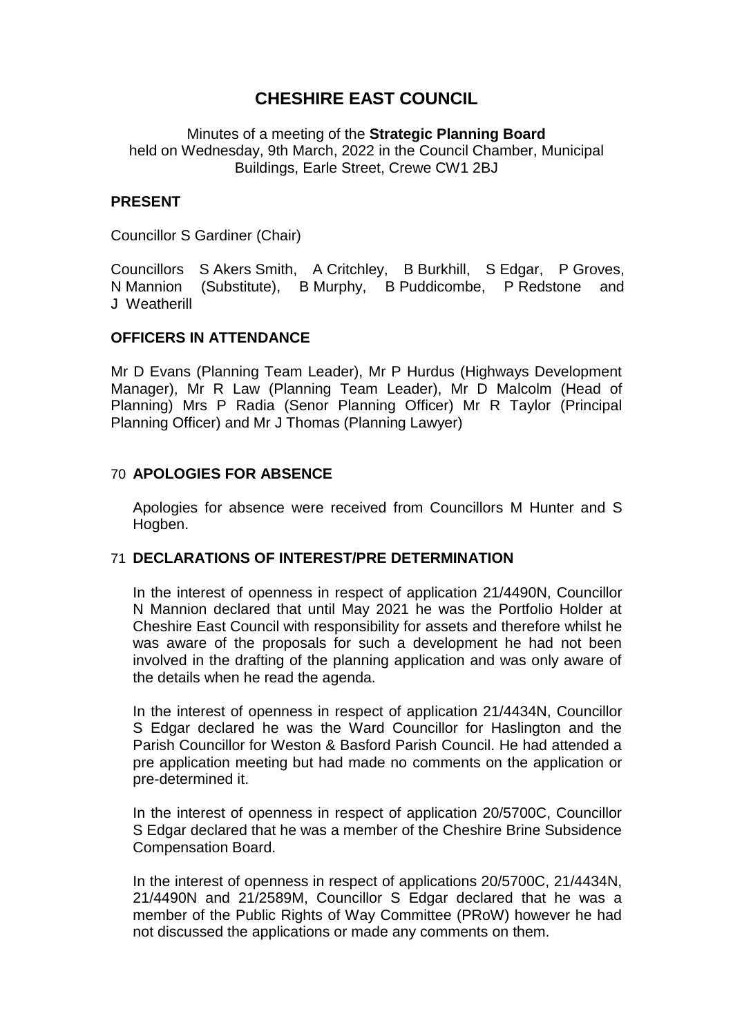# CHESHIRE EAST COUNCIL

Minutes of a meeting of the **Strategic Planning Board**
held on Wednesday, 9th March, 2022 in the Council Chamber, Municipal Buildings, Earle Street, Crewe CW1 2BJ

## PRESENT

Councillor S Gardiner (Chair)

Councillors S Akers Smith, A Critchley, B Burkhill, S Edgar, P Groves, N Mannion (Substitute), B Murphy, B Puddicombe, P Redstone and J Weatherill

## OFFICERS IN ATTENDANCE

Mr D Evans (Planning Team Leader), Mr P Hurdus (Highways Development Manager), Mr R Law (Planning Team Leader), Mr D Malcolm (Head of Planning) Mrs P Radia (Senor Planning Officer) Mr R Taylor (Principal Planning Officer) and Mr J Thomas (Planning Lawyer)

## 70 APOLOGIES FOR ABSENCE

Apologies for absence were received from Councillors M Hunter and S Hogben.

## 71 DECLARATIONS OF INTEREST/PRE DETERMINATION

In the interest of openness in respect of application 21/4490N, Councillor N Mannion declared that until May 2021 he was the Portfolio Holder at Cheshire East Council with responsibility for assets and therefore whilst he was aware of the proposals for such a development he had not been involved in the drafting of the planning application and was only aware of the details when he read the agenda.

In the interest of openness in respect of application 21/4434N, Councillor S Edgar declared he was the Ward Councillor for Haslington and the Parish Councillor for Weston & Basford Parish Council. He had attended a pre application meeting but had made no comments on the application or pre-determined it.

In the interest of openness in respect of application 20/5700C, Councillor S Edgar declared that he was a member of the Cheshire Brine Subsidence Compensation Board.

In the interest of openness in respect of applications 20/5700C, 21/4434N, 21/4490N and 21/2589M, Councillor S Edgar declared that he was a member of the Public Rights of Way Committee (PRoW) however he had not discussed the applications or made any comments on them.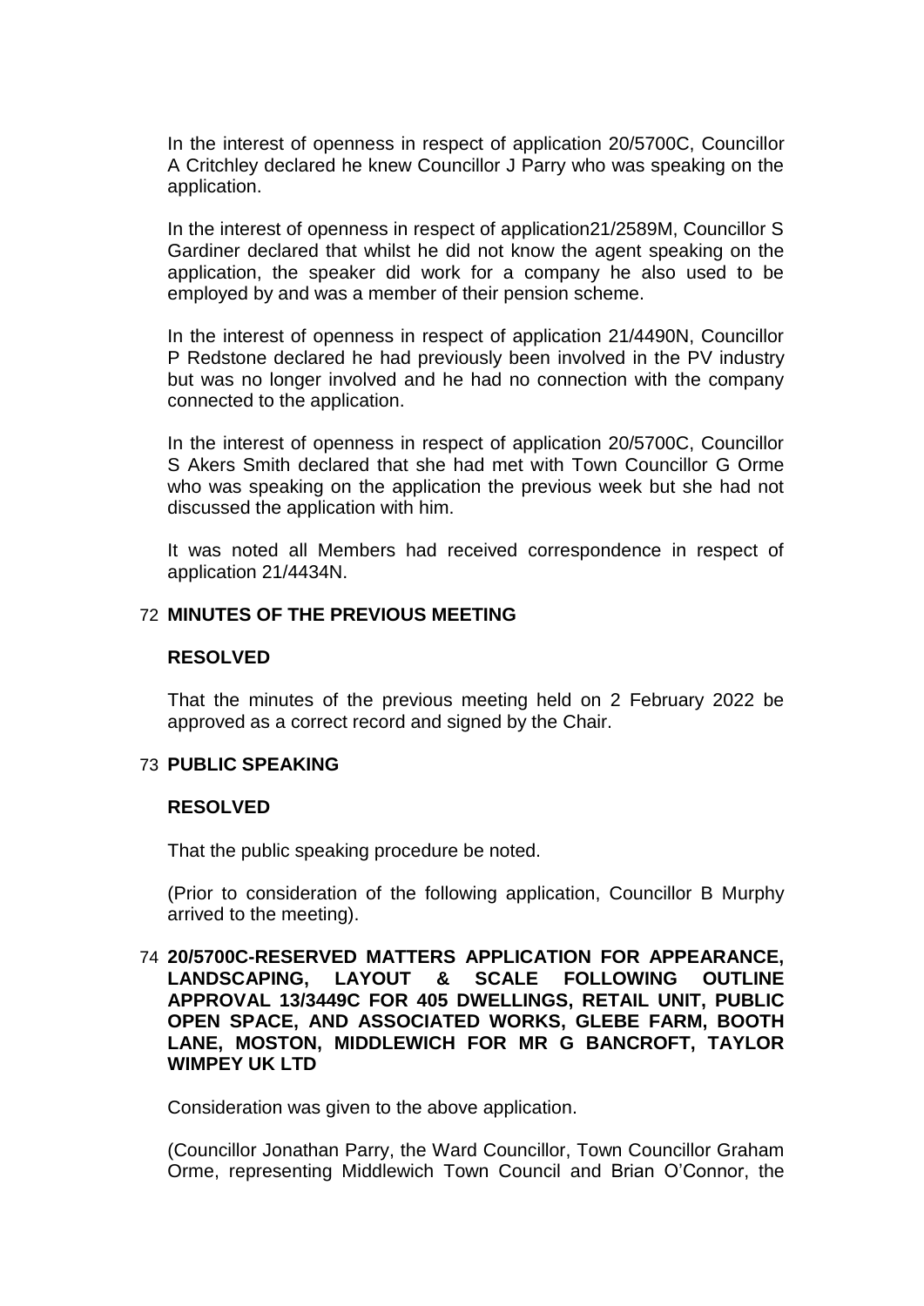In the interest of openness in respect of application 20/5700C, Councillor A Critchley declared he knew Councillor J Parry who was speaking on the application.

In the interest of openness in respect of application21/2589M, Councillor S Gardiner declared that whilst he did not know the agent speaking on the application, the speaker did work for a company he also used to be employed by and was a member of their pension scheme.

In the interest of openness in respect of application 21/4490N, Councillor P Redstone declared he had previously been involved in the PV industry but was no longer involved and he had no connection with the company connected to the application.

In the interest of openness in respect of application 20/5700C, Councillor S Akers Smith declared that she had met with Town Councillor G Orme who was speaking on the application the previous week but she had not discussed the application with him.

It was noted all Members had received correspondence in respect of application 21/4434N.

## 72 MINUTES OF THE PREVIOUS MEETING

**RESOLVED**

That the minutes of the previous meeting held on 2 February 2022 be approved as a correct record and signed by the Chair.

## 73 PUBLIC SPEAKING

**RESOLVED**

That the public speaking procedure be noted.

(Prior to consideration of the following application, Councillor B Murphy arrived to the meeting).

## 74 20/5700C-RESERVED MATTERS APPLICATION FOR APPEARANCE, LANDSCAPING, LAYOUT & SCALE FOLLOWING OUTLINE APPROVAL 13/3449C FOR 405 DWELLINGS, RETAIL UNIT, PUBLIC OPEN SPACE, AND ASSOCIATED WORKS, GLEBE FARM, BOOTH LANE, MOSTON, MIDDLEWICH FOR MR G BANCROFT, TAYLOR WIMPEY UK LTD

Consideration was given to the above application.

(Councillor Jonathan Parry, the Ward Councillor, Town Councillor Graham Orme, representing Middlewich Town Council and Brian O'Connor, the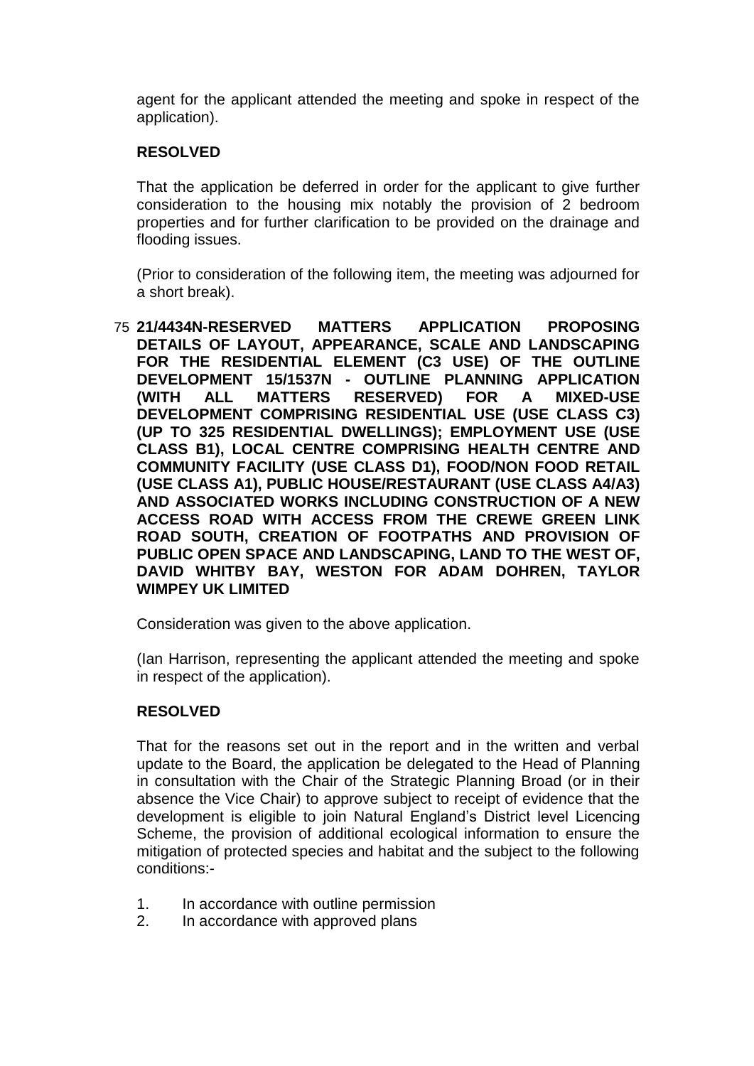agent for the applicant attended the meeting and spoke in respect of the application).

**RESOLVED**

That the application be deferred in order for the applicant to give further consideration to the housing mix notably the provision of 2 bedroom properties and for further clarification to be provided on the drainage and flooding issues.

(Prior to consideration of the following item, the meeting was adjourned for a short break).

75 **21/4434N-RESERVED MATTERS APPLICATION PROPOSING DETAILS OF LAYOUT, APPEARANCE, SCALE AND LANDSCAPING FOR THE RESIDENTIAL ELEMENT (C3 USE) OF THE OUTLINE DEVELOPMENT 15/1537N - OUTLINE PLANNING APPLICATION (WITH ALL MATTERS RESERVED) FOR A MIXED-USE DEVELOPMENT COMPRISING RESIDENTIAL USE (USE CLASS C3) (UP TO 325 RESIDENTIAL DWELLINGS); EMPLOYMENT USE (USE CLASS B1), LOCAL CENTRE COMPRISING HEALTH CENTRE AND COMMUNITY FACILITY (USE CLASS D1), FOOD/NON FOOD RETAIL (USE CLASS A1), PUBLIC HOUSE/RESTAURANT (USE CLASS A4/A3) AND ASSOCIATED WORKS INCLUDING CONSTRUCTION OF A NEW ACCESS ROAD WITH ACCESS FROM THE CREWE GREEN LINK ROAD SOUTH, CREATION OF FOOTPATHS AND PROVISION OF PUBLIC OPEN SPACE AND LANDSCAPING, LAND TO THE WEST OF, DAVID WHITBY BAY, WESTON FOR ADAM DOHREN, TAYLOR WIMPEY UK LIMITED**

Consideration was given to the above application.

(Ian Harrison, representing the applicant attended the meeting and spoke in respect of the application).

**RESOLVED**

That for the reasons set out in the report and in the written and verbal update to the Board, the application be delegated to the Head of Planning in consultation with the Chair of the Strategic Planning Broad (or in their absence the Vice Chair) to approve subject to receipt of evidence that the development is eligible to join Natural England's District level Licencing Scheme, the provision of additional ecological information to ensure the mitigation of protected species and habitat and the subject to the following conditions:-

1. In accordance with outline permission
2. In accordance with approved plans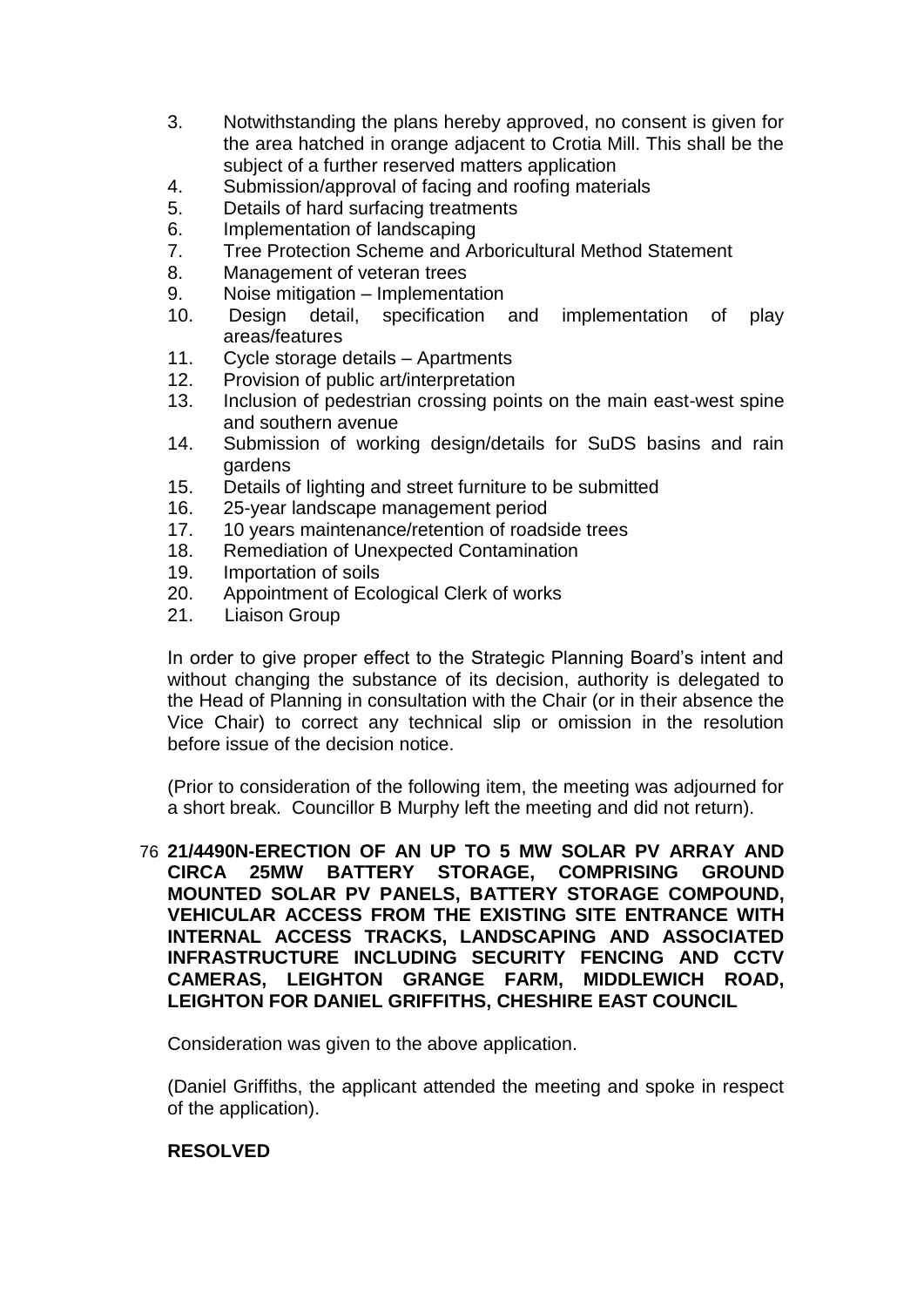3. Notwithstanding the plans hereby approved, no consent is given for the area hatched in orange adjacent to Crotia Mill. This shall be the subject of a further reserved matters application
4. Submission/approval of facing and roofing materials
5. Details of hard surfacing treatments
6. Implementation of landscaping
7. Tree Protection Scheme and Arboricultural Method Statement
8. Management of veteran trees
9. Noise mitigation – Implementation
10. Design detail, specification and implementation of play areas/features
11. Cycle storage details – Apartments
12. Provision of public art/interpretation
13. Inclusion of pedestrian crossing points on the main east-west spine and southern avenue
14. Submission of working design/details for SuDS basins and rain gardens
15. Details of lighting and street furniture to be submitted
16. 25-year landscape management period
17. 10 years maintenance/retention of roadside trees
18. Remediation of Unexpected Contamination
19. Importation of soils
20. Appointment of Ecological Clerk of works
21. Liaison Group

In order to give proper effect to the Strategic Planning Board's intent and without changing the substance of its decision, authority is delegated to the Head of Planning in consultation with the Chair (or in their absence the Vice Chair) to correct any technical slip or omission in the resolution before issue of the decision notice.

(Prior to consideration of the following item, the meeting was adjourned for a short break. Councillor B Murphy left the meeting and did not return).

76 **21/4490N-ERECTION OF AN UP TO 5 MW SOLAR PV ARRAY AND CIRCA 25MW BATTERY STORAGE, COMPRISING GROUND MOUNTED SOLAR PV PANELS, BATTERY STORAGE COMPOUND, VEHICULAR ACCESS FROM THE EXISTING SITE ENTRANCE WITH INTERNAL ACCESS TRACKS, LANDSCAPING AND ASSOCIATED INFRASTRUCTURE INCLUDING SECURITY FENCING AND CCTV CAMERAS, LEIGHTON GRANGE FARM, MIDDLEWICH ROAD, LEIGHTON FOR DANIEL GRIFFITHS, CHESHIRE EAST COUNCIL**

Consideration was given to the above application.

(Daniel Griffiths, the applicant attended the meeting and spoke in respect of the application).

**RESOLVED**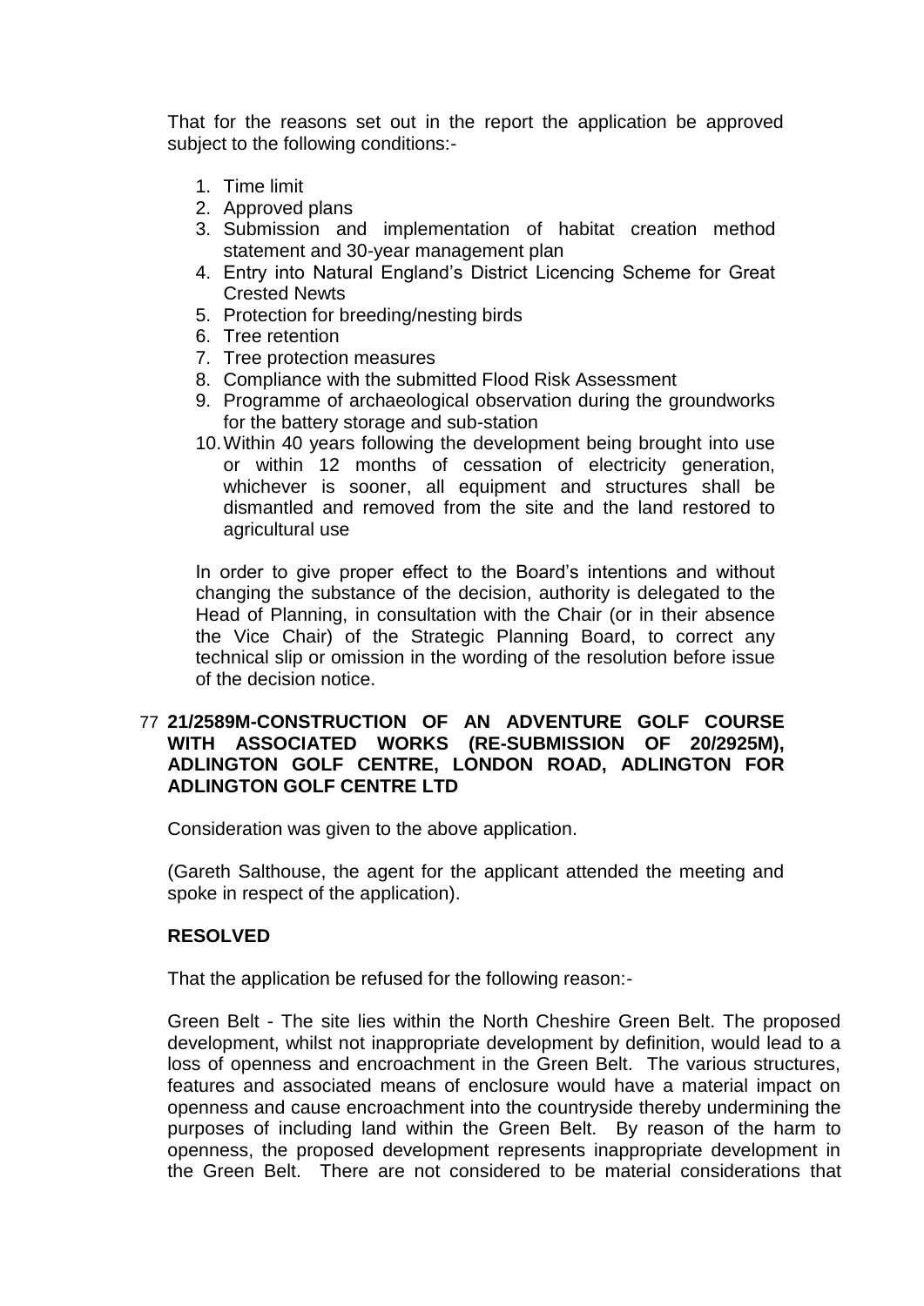That for the reasons set out in the report the application be approved subject to the following conditions:-

1. Time limit
2. Approved plans
3. Submission and implementation of habitat creation method statement and 30-year management plan
4. Entry into Natural England's District Licencing Scheme for Great Crested Newts
5. Protection for breeding/nesting birds
6. Tree retention
7. Tree protection measures
8. Compliance with the submitted Flood Risk Assessment
9. Programme of archaeological observation during the groundworks for the battery storage and sub-station
10. Within 40 years following the development being brought into use or within 12 months of cessation of electricity generation, whichever is sooner, all equipment and structures shall be dismantled and removed from the site and the land restored to agricultural use

In order to give proper effect to the Board's intentions and without changing the substance of the decision, authority is delegated to the Head of Planning, in consultation with the Chair (or in their absence the Vice Chair) of the Strategic Planning Board, to correct any technical slip or omission in the wording of the resolution before issue of the decision notice.

## 77 21/2589M-CONSTRUCTION OF AN ADVENTURE GOLF COURSE WITH ASSOCIATED WORKS (RE-SUBMISSION OF 20/2925M), ADLINGTON GOLF CENTRE, LONDON ROAD, ADLINGTON FOR ADLINGTON GOLF CENTRE LTD

Consideration was given to the above application.

(Gareth Salthouse, the agent for the applicant attended the meeting and spoke in respect of the application).

**RESOLVED**

That the application be refused for the following reason:-

Green Belt - The site lies within the North Cheshire Green Belt. The proposed development, whilst not inappropriate development by definition, would lead to a loss of openness and encroachment in the Green Belt. The various structures, features and associated means of enclosure would have a material impact on openness and cause encroachment into the countryside thereby undermining the purposes of including land within the Green Belt. By reason of the harm to openness, the proposed development represents inappropriate development in the Green Belt. There are not considered to be material considerations that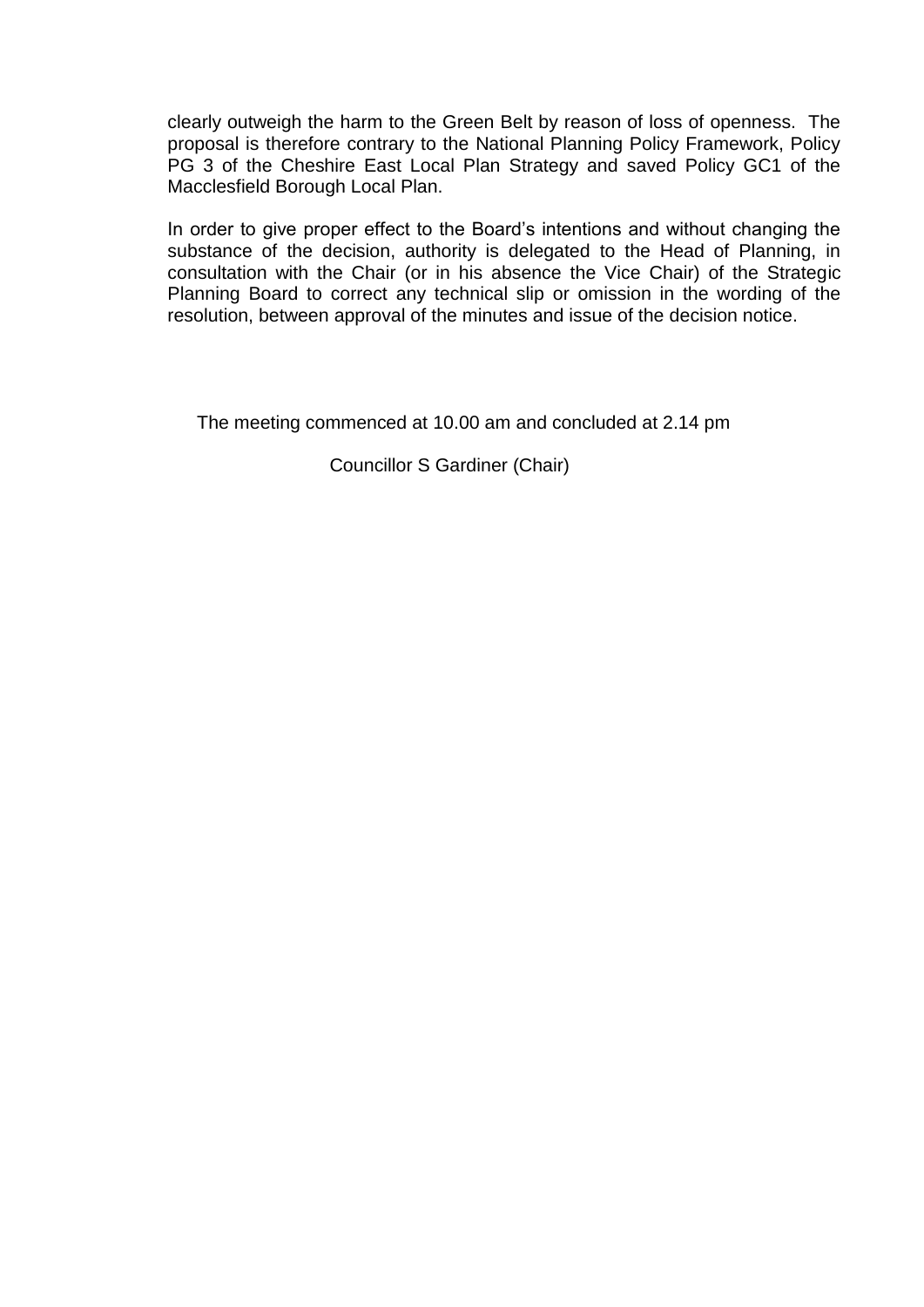clearly outweigh the harm to the Green Belt by reason of loss of openness. The proposal is therefore contrary to the National Planning Policy Framework, Policy PG 3 of the Cheshire East Local Plan Strategy and saved Policy GC1 of the Macclesfield Borough Local Plan.

In order to give proper effect to the Board's intentions and without changing the substance of the decision, authority is delegated to the Head of Planning, in consultation with the Chair (or in his absence the Vice Chair) of the Strategic Planning Board to correct any technical slip or omission in the wording of the resolution, between approval of the minutes and issue of the decision notice.

The meeting commenced at 10.00 am and concluded at 2.14 pm

Councillor S Gardiner (Chair)